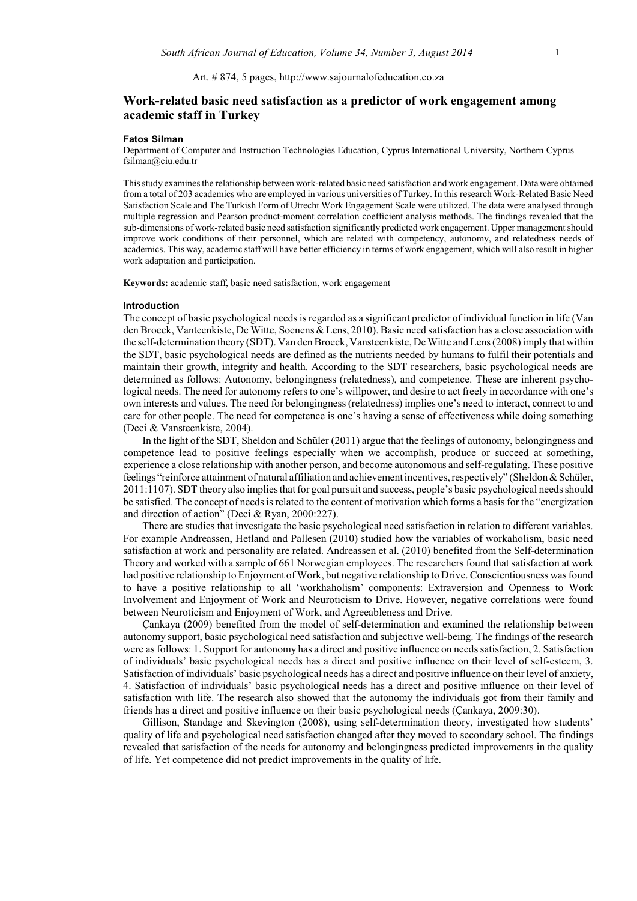Art. # 874, 5 pages, http://www.sajournalofeducation.co.za

# Work-related basic need satisfaction as a predictor of work engagement among academic staff in Turkey

**Fatos Silman**

Department of Computer and Instruction Technologies Education, Cyprus International University, Northern Cyprus
fsilman@ciu.edu.tr

This study examines the relationship between work-related basic need satisfaction and work engagement. Data were obtained from a total of 203 academics who are employed in various universities of Turkey. In this research Work-Related Basic Need Satisfaction Scale and The Turkish Form of Utrecht Work Engagement Scale were utilized. The data were analysed through multiple regression and Pearson product-moment correlation coefficient analysis methods. The findings revealed that the sub-dimensions of work-related basic need satisfaction significantly predicted work engagement. Upper management should improve work conditions of their personnel, which are related with competency, autonomy, and relatedness needs of academics. This way, academic staff will have better efficiency in terms of work engagement, which will also result in higher work adaptation and participation.

**Keywords:** academic staff, basic need satisfaction, work engagement

## Introduction

The concept of basic psychological needs is regarded as a significant predictor of individual function in life (Van den Broeck, Vanteenkiste, De Witte, Soenens & Lens, 2010). Basic need satisfaction has a close association with the self-determination theory (SDT). Van den Broeck, Vansteenkiste, De Witte and Lens (2008) imply that within the SDT, basic psychological needs are defined as the nutrients needed by humans to fulfil their potentials and maintain their growth, integrity and health. According to the SDT researchers, basic psychological needs are determined as follows: Autonomy, belongingness (relatedness), and competence. These are inherent psychological needs. The need for autonomy refers to one's willpower, and desire to act freely in accordance with one's own interests and values. The need for belongingness (relatedness) implies one's need to interact, connect to and care for other people. The need for competence is one's having a sense of effectiveness while doing something (Deci & Vansteenkiste, 2004).

In the light of the SDT, Sheldon and Schüler (2011) argue that the feelings of autonomy, belongingness and competence lead to positive feelings especially when we accomplish, produce or succeed at something, experience a close relationship with another person, and become autonomous and self-regulating. These positive feelings "reinforce attainment of natural affiliation and achievement incentives, respectively" (Sheldon & Schüler, 2011:1107). SDT theory also implies that for goal pursuit and success, people's basic psychological needs should be satisfied. The concept of needs is related to the content of motivation which forms a basis for the "energization and direction of action" (Deci & Ryan, 2000:227).

There are studies that investigate the basic psychological need satisfaction in relation to different variables. For example Andreassen, Hetland and Pallesen (2010) studied how the variables of workaholism, basic need satisfaction at work and personality are related. Andreassen et al. (2010) benefited from the Self-determination Theory and worked with a sample of 661 Norwegian employees. The researchers found that satisfaction at work had positive relationship to Enjoyment of Work, but negative relationship to Drive. Conscientiousness was found to have a positive relationship to all 'workhaholism' components: Extraversion and Openness to Work Involvement and Enjoyment of Work and Neuroticism to Drive. However, negative correlations were found between Neuroticism and Enjoyment of Work, and Agreeableness and Drive.

Çankaya (2009) benefited from the model of self-determination and examined the relationship between autonomy support, basic psychological need satisfaction and subjective well-being. The findings of the research were as follows: 1. Support for autonomy has a direct and positive influence on needs satisfaction, 2. Satisfaction of individuals' basic psychological needs has a direct and positive influence on their level of self-esteem, 3. Satisfaction of individuals' basic psychological needs has a direct and positive influence on their level of anxiety, 4. Satisfaction of individuals' basic psychological needs has a direct and positive influence on their level of satisfaction with life. The research also showed that the autonomy the individuals got from their family and friends has a direct and positive influence on their basic psychological needs (Çankaya, 2009:30).

Gillison, Standage and Skevington (2008), using self-determination theory, investigated how students' quality of life and psychological need satisfaction changed after they moved to secondary school. The findings revealed that satisfaction of the needs for autonomy and belongingness predicted improvements in the quality of life. Yet competence did not predict improvements in the quality of life.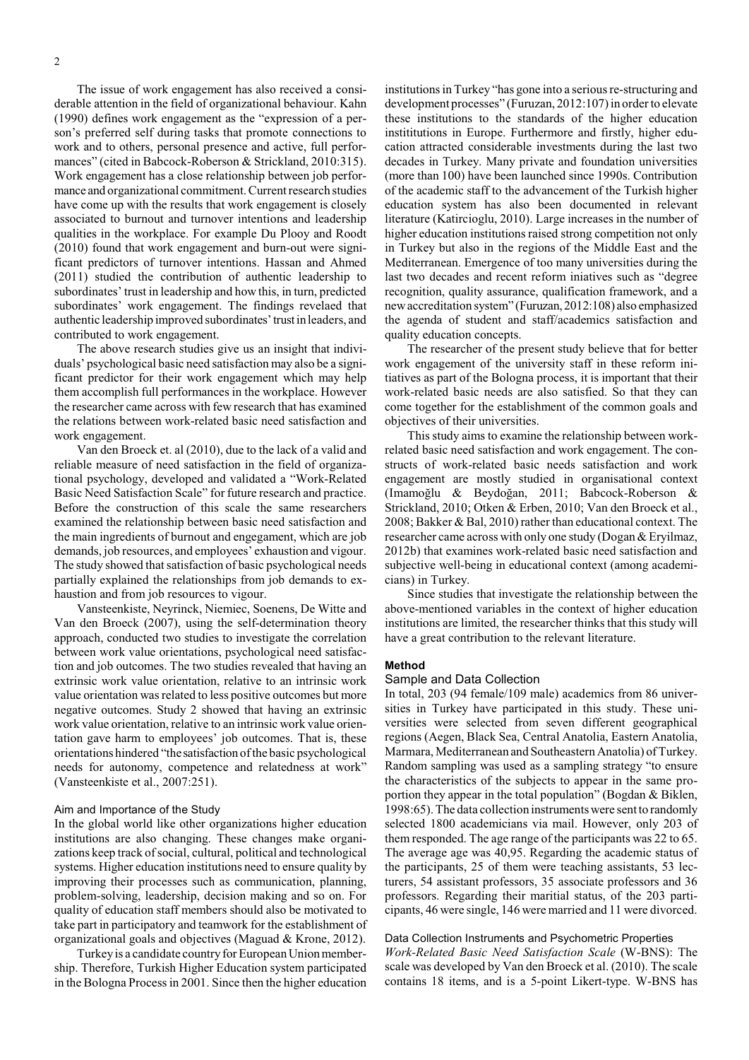The issue of work engagement has also received a considerable attention in the field of organizational behaviour. Kahn (1990) defines work engagement as the "expression of a person's preferred self during tasks that promote connections to work and to others, personal presence and active, full performances" (cited in Babcock-Roberson & Strickland, 2010:315). Work engagement has a close relationship between job performance and organizational commitment. Current research studies have come up with the results that work engagement is closely associated to burnout and turnover intentions and leadership qualities in the workplace. For example Du Plooy and Roodt (2010) found that work engagement and burn-out were significant predictors of turnover intentions. Hassan and Ahmed (2011) studied the contribution of authentic leadership to subordinates' trust in leadership and how this, in turn, predicted subordinates' work engagement. The findings revelaed that authentic leadership improved subordinates' trust in leaders, and contributed to work engagement.

The above research studies give us an insight that individuals' psychological basic need satisfaction may also be a significant predictor for their work engagement which may help them accomplish full performances in the workplace. However the researcher came across with few research that has examined the relations between work-related basic need satisfaction and work engagement.

Van den Broeck et. al (2010), due to the lack of a valid and reliable measure of need satisfaction in the field of organizational psychology, developed and validated a "Work-Related Basic Need Satisfaction Scale" for future research and practice. Before the construction of this scale the same researchers examined the relationship between basic need satisfaction and the main ingredients of burnout and engegament, which are job demands, job resources, and employees' exhaustion and vigour. The study showed that satisfaction of basic psychological needs partially explained the relationships from job demands to exhaustion and from job resources to vigour.

Vansteenkiste, Neyrinck, Niemiec, Soenens, De Witte and Van den Broeck (2007), using the self-determination theory approach, conducted two studies to investigate the correlation between work value orientations, psychological need satisfaction and job outcomes. The two studies revealed that having an extrinsic work value orientation, relative to an intrinsic work value orientation was related to less positive outcomes but more negative outcomes. Study 2 showed that having an extrinsic work value orientation, relative to an intrinsic work value orientation gave harm to employees' job outcomes. That is, these orientations hindered "the satisfaction of the basic psychological needs for autonomy, competence and relatedness at work" (Vansteenkiste et al., 2007:251).

### Aim and Importance of the Study

In the global world like other organizations higher education institutions are also changing. These changes make organizations keep track of social, cultural, political and technological systems. Higher education institutions need to ensure quality by improving their processes such as communication, planning, problem-solving, leadership, decision making and so on. For quality of education staff members should also be motivated to take part in participatory and teamwork for the establishment of organizational goals and objectives (Maguad & Krone, 2012).

Turkey is a candidate country for European Union membership. Therefore, Turkish Higher Education system participated in the Bologna Process in 2001. Since then the higher education institutions in Turkey "has gone into a serious re-structuring and development processes" (Furuzan, 2012:107) in order to elevate these institutions to the standards of the higher education instititutions in Europe. Furthermore and firstly, higher education attracted considerable investments during the last two decades in Turkey. Many private and foundation universities (more than 100) have been launched since 1990s. Contribution of the academic staff to the advancement of the Turkish higher education system has also been documented in relevant literature (Katircioglu, 2010). Large increases in the number of higher education institutions raised strong competition not only in Turkey but also in the regions of the Middle East and the Mediterranean. Emergence of too many universities during the last two decades and recent reform iniatives such as "degree recognition, quality assurance, qualification framework, and a new accreditation system" (Furuzan, 2012:108) also emphasized the agenda of student and staff/academics satisfaction and quality education concepts.

The researcher of the present study believe that for better work engagement of the university staff in these reform initiatives as part of the Bologna process, it is important that their work-related basic needs are also satisfied. So that they can come together for the establishment of the common goals and objectives of their universities.

This study aims to examine the relationship between work-related basic need satisfaction and work engagement. The constructs of work-related basic needs satisfaction and work engagement are mostly studied in organisational context (Imamoğlu & Beydoğan, 2011; Babcock-Roberson & Strickland, 2010; Otken & Erben, 2010; Van den Broeck et al., 2008; Bakker & Bal, 2010) rather than educational context. The researcher came across with only one study (Dogan & Eryilmaz, 2012b) that examines work-related basic need satisfaction and subjective well-being in educational context (among academicians) in Turkey.

Since studies that investigate the relationship between the above-mentioned variables in the context of higher education institutions are limited, the researcher thinks that this study will have a great contribution to the relevant literature.

## Method

### Sample and Data Collection

In total, 203 (94 female/109 male) academics from 86 universities in Turkey have participated in this study. These universities were selected from seven different geographical regions (Aegen, Black Sea, Central Anatolia, Eastern Anatolia, Marmara, Mediterranean and Southeastern Anatolia) of Turkey. Random sampling was used as a sampling strategy "to ensure the characteristics of the subjects to appear in the same proportion they appear in the total population" (Bogdan & Biklen, 1998:65). The data collection instruments were sent to randomly selected 1800 academicians via mail. However, only 203 of them responded. The age range of the participants was 22 to 65. The average age was 40,95. Regarding the academic status of the participants, 25 of them were teaching assistants, 53 lecturers, 54 assistant professors, 35 associate professors and 36 professors. Regarding their maritial status, of the 203 participants, 46 were single, 146 were married and 11 were divorced.

### Data Collection Instruments and Psychometric Properties

*Work-Related Basic Need Satisfaction Scale* (W-BNS): The scale was developed by Van den Broeck et al. (2010). The scale contains 18 items, and is a 5-point Likert-type. W-BNS has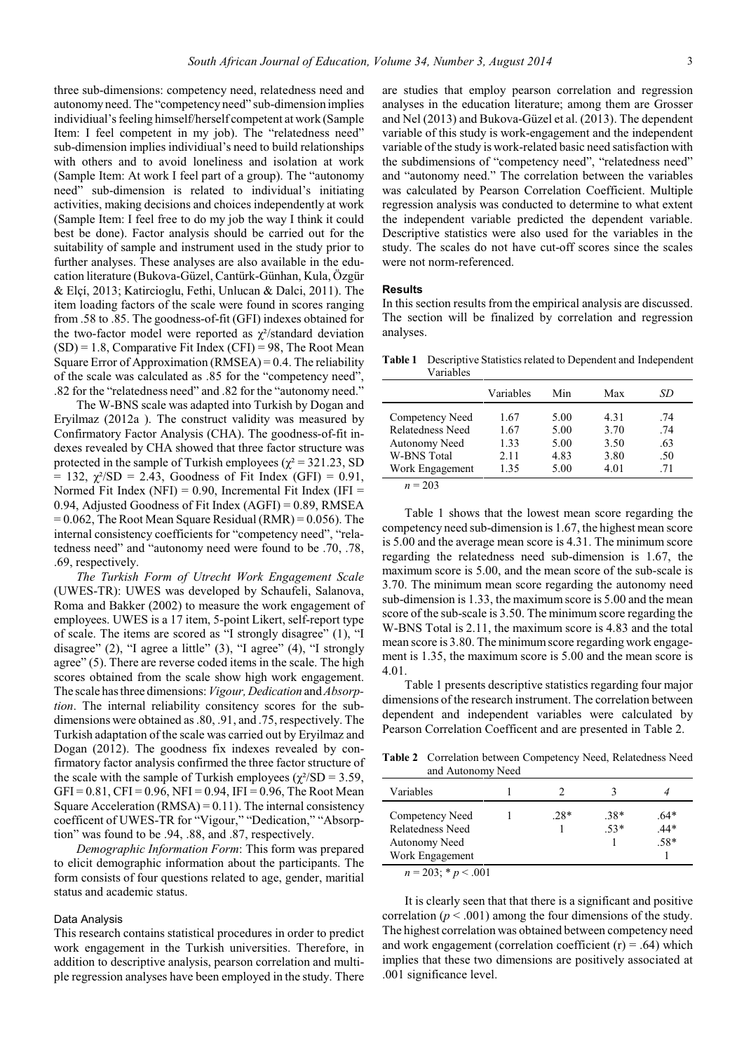three sub-dimensions: competency need, relatedness need and autonomy need. The "competency need" sub-dimension implies individiual's feeling himself/herself competent at work (Sample Item: I feel competent in my job). The "relatedness need" sub-dimension implies individiual's need to build relationships with others and to avoid loneliness and isolation at work (Sample Item: At work I feel part of a group). The "autonomy need" sub-dimension is related to individual's initiating activities, making decisions and choices independently at work (Sample Item: I feel free to do my job the way I think it could best be done). Factor analysis should be carried out for the suitability of sample and instrument used in the study prior to further analyses. These analyses are also available in the education literature (Bukova-Güzel, Cantürk-Günhan, Kula, Özgür & Elçi, 2013; Katircioglu, Fethi, Unlucan & Dalci, 2011). The item loading factors of the scale were found in scores ranging from .58 to .85. The goodness-of-fit (GFI) indexes obtained for the two-factor model were reported as $\chi^2$/standard deviation (SD) = 1.8, Comparative Fit Index (CFI) = 98, The Root Mean Square Error of Approximation (RMSEA) = 0.4. The reliability of the scale was calculated as .85 for the "competency need", .82 for the "relatedness need" and .82 for the "autonomy need."

The W-BNS scale was adapted into Turkish by Dogan and Eryilmaz (2012a ). The construct validity was measured by Confirmatory Factor Analysis (CHA). The goodness-of-fit indexes revealed by CHA showed that three factor structure was protected in the sample of Turkish employees ($\chi^2$ = 321.23, SD = 132, $\chi^2$/SD = 2.43, Goodness of Fit Index (GFI) = 0.91, Normed Fit Index (NFI) = 0.90, Incremental Fit Index (IFI = 0.94, Adjusted Goodness of Fit Index (AGFI) = 0.89, RMSEA = 0.062, The Root Mean Square Residual (RMR) = 0.056). The internal consistency coefficients for "competency need", "relatedness need" and "autonomy need were found to be .70, .78, .69, respectively.

*The Turkish Form of Utrecht Work Engagement Scale* (UWES-TR): UWES was developed by Schaufeli, Salanova, Roma and Bakker (2002) to measure the work engagement of employees. UWES is a 17 item, 5-point Likert, self-report type of scale. The items are scored as "I strongly disagree" (1), "I disagree" (2), "I agree a little" (3), "I agree" (4), "I strongly agree" (5). There are reverse coded items in the scale. The high scores obtained from the scale show high work engagement. The scale has three dimensions: *Vigour, Dedication* and *Absorption*. The internal reliability consitency scores for the sub-dimensions were obtained as .80, .91, and .75, respectively. The Turkish adaptation of the scale was carried out by Eryilmaz and Dogan (2012). The goodness fix indexes revealed by confirmatory factor analysis confirmed the three factor structure of the scale with the sample of Turkish employees ($\chi^2$/SD = 3.59, GFI = 0.81, CFI = 0.96, NFI = 0.94, IFI = 0.96, The Root Mean Square Acceleration (RMSA) = 0.11). The internal consistency coefficent of UWES-TR for "Vigour," "Dedication," "Absorption" was found to be .94, .88, and .87, respectively.

*Demographic Information Form*: This form was prepared to elicit demographic information about the participants. The form consists of four questions related to age, gender, maritial status and academic status.

### Data Analysis

This research contains statistical procedures in order to predict work engagement in the Turkish universities. Therefore, in addition to descriptive analysis, pearson correlation and multiple regression analyses have been employed in the study. There are studies that employ pearson correlation and regression analyses in the education literature; among them are Grosser and Nel (2013) and Bukova-Güzel et al. (2013). The dependent variable of this study is work-engagement and the independent variable of the study is work-related basic need satisfaction with the subdimensions of "competency need", "relatedness need" and "autonomy need." The correlation between the variables was calculated by Pearson Correlation Coefficient. Multiple regression analysis was conducted to determine to what extent the independent variable predicted the dependent variable. Descriptive statistics were also used for the variables in the study. The scales do not have cut-off scores since the scales were not norm-referenced.

## Results

In this section results from the empirical analysis are discussed. The section will be finalized by correlation and regression analyses.

**Table 1** Descriptive Statistics related to Dependent and Independent Variables

| | Variables | Min | Max | *SD* |
|---|---|---|---|---|
| Competency Need | 1.67 | 5.00 | 4.31 | .74 |
| Relatedness Need | 1.67 | 5.00 | 3.70 | .74 |
| Autonomy Need | 1.33 | 5.00 | 3.50 | .63 |
| W-BNS Total | 2.11 | 4.83 | 3.80 | .50 |
| Work Engagement | 1.35 | 5.00 | 4.01 | .71 |

*n* = 203

Table 1 shows that the lowest mean score regarding the competency need sub-dimension is 1.67, the highest mean score is 5.00 and the average mean score is 4.31. The minimum score regarding the relatedness need sub-dimension is 1.67, the maximum score is 5.00, and the mean score of the sub-scale is 3.70. The minimum mean score regarding the autonomy need sub-dimension is 1.33, the maximum score is 5.00 and the mean score of the sub-scale is 3.50. The minimum score regarding the W-BNS Total is 2.11, the maximum score is 4.83 and the total mean score is 3.80. The minimum score regarding work engagement is 1.35, the maximum score is 5.00 and the mean score is 4.01.

Table 1 presents descriptive statistics regarding four major dimensions of the research instrument. The correlation between dependent and independent variables were calculated by Pearson Correlation Coefficent and are presented in Table 2.

**Table 2** Correlation between Competency Need, Relatedness Need and Autonomy Need

| Variables | 1 | 2 | 3 | *4* |
|---|---|---|---|---|
| Competency Need | 1 | .28* | .38* | .64* |
| Relatedness Need | | 1 | .53* | .44* |
| Autonomy Need | | | 1 | .58* |
| Work Engagement | | | | 1 |

*n* = 203; * $p < .001$

It is clearly seen that that there is a significant and positive correlation ($p < .001$) among the four dimensions of the study. The highest correlation was obtained between competency need and work engagement (correlation coefficient (r) = .64) which implies that these two dimensions are positively associated at .001 significance level.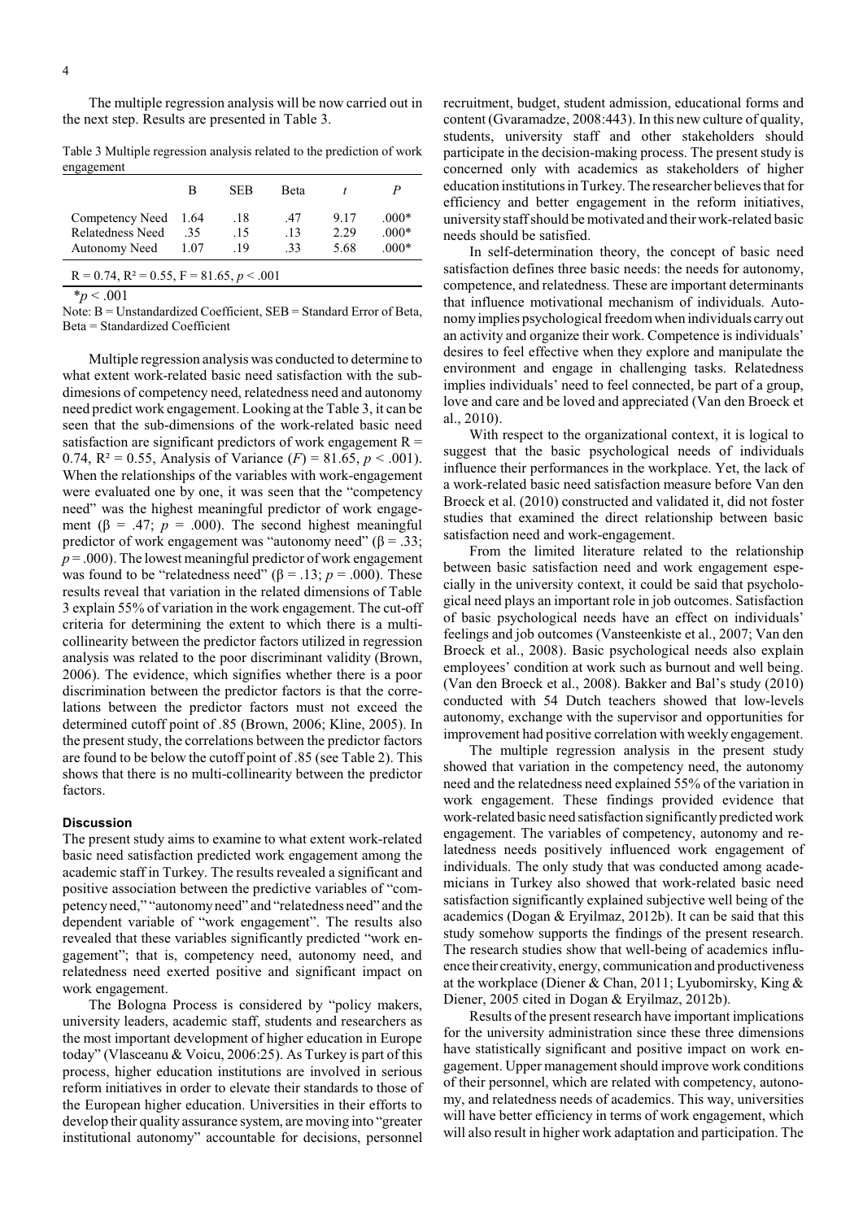The multiple regression analysis will be now carried out in the next step. Results are presented in Table 3.

Table 3 Multiple regression analysis related to the prediction of work engagement

| | B | SEB | Beta | $t$ | $P$ |
|---|---|---|---|---|---|
| Competency Need | 1.64 | .18 | .47 | 9.17 | .000* |
| Relatedness Need | .35 | .15 | .13 | 2.29 | .000* |
| Autonomy Need | 1.07 | .19 | .33 | 5.68 | .000* |

$R = 0.74$, $R^2 = 0.55$, $F = 81.65$, $p < .001$

$^*p < .001$

Note: B = Unstandardized Coefficient, SEB = Standard Error of Beta, Beta = Standardized Coefficient

Multiple regression analysis was conducted to determine to what extent work-related basic need satisfaction with the sub-dimesions of competency need, relatedness need and autonomy need predict work engagement. Looking at the Table 3, it can be seen that the sub-dimensions of the work-related basic need satisfaction are significant predictors of work engagement $R = 0.74$, $R^2 = 0.55$, Analysis of Variance ($F$) = 81.65, $p < .001$). When the relationships of the variables with work-engagement were evaluated one by one, it was seen that the "competency need" was the highest meaningful predictor of work engagement ($\beta = .47$; $p = .000$). The second highest meaningful predictor of work engagement was "autonomy need" ($\beta = .33$; $p = .000$). The lowest meaningful predictor of work engagement was found to be "relatedness need" ($\beta = .13$; $p = .000$). These results reveal that variation in the related dimensions of Table 3 explain 55% of variation in the work engagement. The cut-off criteria for determining the extent to which there is a multi-collinearity between the predictor factors utilized in regression analysis was related to the poor discriminant validity (Brown, 2006). The evidence, which signifies whether there is a poor discrimination between the predictor factors is that the correlations between the predictor factors must not exceed the determined cutoff point of .85 (Brown, 2006; Kline, 2005). In the present study, the correlations between the predictor factors are found to be below the cutoff point of .85 (see Table 2). This shows that there is no multi-collinearity between the predictor factors.

### Discussion

The present study aims to examine to what extent work-related basic need satisfaction predicted work engagement among the academic staff in Turkey. The results revealed a significant and positive association between the predictive variables of "competency need," "autonomy need" and "relatedness need" and the dependent variable of "work engagement". The results also revealed that these variables significantly predicted "work engagement"; that is, competency need, autonomy need, and relatedness need exerted positive and significant impact on work engagement.

The Bologna Process is considered by "policy makers, university leaders, academic staff, students and researchers as the most important development of higher education in Europe today" (Vlasceanu & Voicu, 2006:25). As Turkey is part of this process, higher education institutions are involved in serious reform initiatives in order to elevate their standards to those of the European higher education. Universities in their efforts to develop their quality assurance system, are moving into "greater institutional autonomy" accountable for decisions, personnel recruitment, budget, student admission, educational forms and content (Gvaramadze, 2008:443). In this new culture of quality, students, university staff and other stakeholders should participate in the decision-making process. The present study is concerned only with academics as stakeholders of higher education institutions in Turkey. The researcher believes that for efficiency and better engagement in the reform initiatives, university staff should be motivated and their work-related basic needs should be satisfied.

In self-determination theory, the concept of basic need satisfaction defines three basic needs: the needs for autonomy, competence, and relatedness. These are important determinants that influence motivational mechanism of individuals. Autonomy implies psychological freedom when individuals carry out an activity and organize their work. Competence is individuals' desires to feel effective when they explore and manipulate the environment and engage in challenging tasks. Relatedness implies individuals' need to feel connected, be part of a group, love and care and be loved and appreciated (Van den Broeck et al., 2010).

With respect to the organizational context, it is logical to suggest that the basic psychological needs of individuals influence their performances in the workplace. Yet, the lack of a work-related basic need satisfaction measure before Van den Broeck et al. (2010) constructed and validated it, did not foster studies that examined the direct relationship between basic satisfaction need and work-engagement.

From the limited literature related to the relationship between basic satisfaction need and work engagement especially in the university context, it could be said that psychological need plays an important role in job outcomes. Satisfaction of basic psychological needs have an effect on individuals' feelings and job outcomes (Vansteenkiste et al., 2007; Van den Broeck et al., 2008). Basic psychological needs also explain employees' condition at work such as burnout and well being. (Van den Broeck et al., 2008). Bakker and Bal's study (2010) conducted with 54 Dutch teachers showed that low-levels autonomy, exchange with the supervisor and opportunities for improvement had positive correlation with weekly engagement.

The multiple regression analysis in the present study showed that variation in the competency need, the autonomy need and the relatedness need explained 55% of the variation in work engagement. These findings provided evidence that work-related basic need satisfaction significantly predicted work engagement. The variables of competency, autonomy and relatedness needs positively influenced work engagement of individuals. The only study that was conducted among academicians in Turkey also showed that work-related basic need satisfaction significantly explained subjective well being of the academics (Dogan & Eryilmaz, 2012b). It can be said that this study somehow supports the findings of the present research. The research studies show that well-being of academics influence their creativity, energy, communication and productiveness at the workplace (Diener & Chan, 2011; Lyubomirsky, King & Diener, 2005 cited in Dogan & Eryilmaz, 2012b).

Results of the present research have important implications for the university administration since these three dimensions have statistically significant and positive impact on work engagement. Upper management should improve work conditions of their personnel, which are related with competency, autonomy, and relatedness needs of academics. This way, universities will have better efficiency in terms of work engagement, which will also result in higher work adaptation and participation. The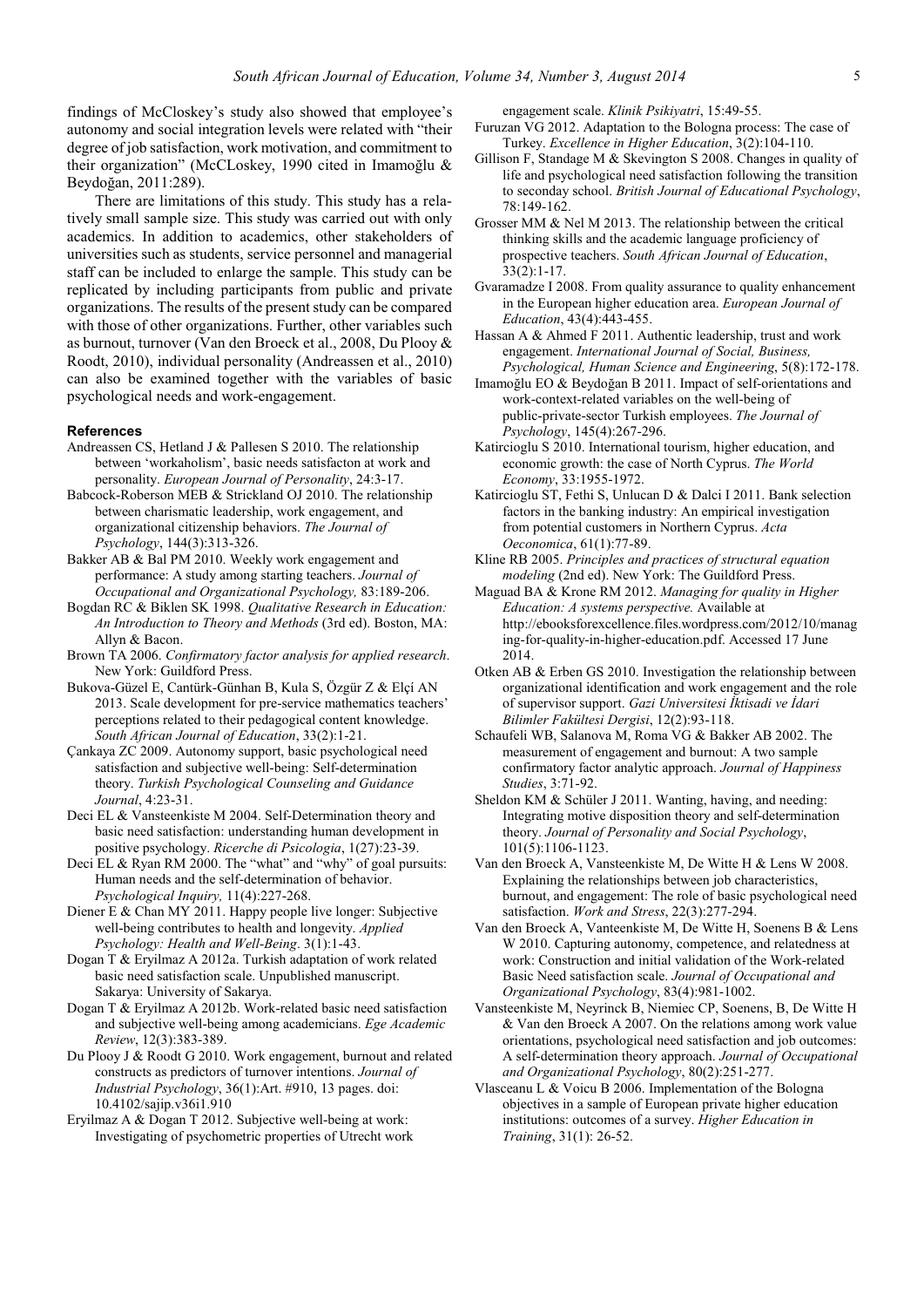findings of McCloskey's study also showed that employee's autonomy and social integration levels were related with "their degree of job satisfaction, work motivation, and commitment to their organization" (McCLoskey, 1990 cited in Imamoğlu & Beydoğan, 2011:289).

There are limitations of this study. This study has a relatively small sample size. This study was carried out with only academics. In addition to academics, other stakeholders of universities such as students, service personnel and managerial staff can be included to enlarge the sample. This study can be replicated by including participants from public and private organizations. The results of the present study can be compared with those of other organizations. Further, other variables such as burnout, turnover (Van den Broeck et al., 2008, Du Plooy & Roodt, 2010), individual personality (Andreassen et al., 2010) can also be examined together with the variables of basic psychological needs and work-engagement.

## References

Andreassen CS, Hetland J & Pallesen S 2010. The relationship between 'workaholism', basic needs satisfacton at work and personality. *European Journal of Personality*, 24:3-17.

Babcock-Roberson MEB & Strickland OJ 2010. The relationship between charismatic leadership, work engagement, and organizational citizenship behaviors. *The Journal of Psychology*, 144(3):313-326.

Bakker AB & Bal PM 2010. Weekly work engagement and performance: A study among starting teachers. *Journal of Occupational and Organizational Psychology,* 83:189-206.

Bogdan RC & Biklen SK 1998. *Qualitative Research in Education: An Introduction to Theory and Methods* (3rd ed). Boston, MA: Allyn & Bacon.

Brown TA 2006. *Confirmatory factor analysis for applied research*. New York: Guildford Press.

Bukova-Güzel E, Cantürk-Günhan B, Kula S, Özgür Z & Elçí AN 2013. Scale development for pre-service mathematics teachers' perceptions related to their pedagogical content knowledge. *South African Journal of Education*, 33(2):1-21.

Çankaya ZC 2009. Autonomy support, basic psychological need satisfaction and subjective well-being: Self-determination theory. *Turkish Psychological Counseling and Guidance Journal*, 4:23-31.

Deci EL & Vansteenkiste M 2004. Self-Determination theory and basic need satisfaction: understanding human development in positive psychology. *Ricerche di Psicologia*, 1(27):23-39.

Deci EL & Ryan RM 2000. The "what" and "why" of goal pursuits: Human needs and the self-determination of behavior. *Psychological Inquiry,* 11(4):227-268.

Diener E & Chan MY 2011. Happy people live longer: Subjective well-being contributes to health and longevity. *Applied Psychology: Health and Well-Being*. 3(1):1-43.

Dogan T & Eryilmaz A 2012a. Turkish adaptation of work related basic need satisfaction scale. Unpublished manuscript. Sakarya: University of Sakarya.

Dogan T & Eryilmaz A 2012b. Work-related basic need satisfaction and subjective well-being among academicians. *Ege Academic Review*, 12(3):383-389.

Du Plooy J & Roodt G 2010. Work engagement, burnout and related constructs as predictors of turnover intentions. *Journal of Industrial Psychology*, 36(1):Art. #910, 13 pages. doi: 10.4102/sajip.v36i1.910

Eryilmaz A & Dogan T 2012. Subjective well-being at work: Investigating of psychometric properties of Utrecht work engagement scale. *Klinik Psikiyatri*, 15:49-55.

Furuzan VG 2012. Adaptation to the Bologna process: The case of Turkey. *Excellence in Higher Education*, 3(2):104-110.

Gillison F, Standage M & Skevington S 2008. Changes in quality of life and psychological need satisfaction following the transition to seconday school. *British Journal of Educational Psychology*, 78:149-162.

Grosser MM & Nel M 2013. The relationship between the critical thinking skills and the academic language proficiency of prospective teachers. *South African Journal of Education*, 33(2):1-17.

Gvaramadze I 2008. From quality assurance to quality enhancement in the European higher education area. *European Journal of Education*, 43(4):443-455.

Hassan A & Ahmed F 2011. Authentic leadership, trust and work engagement. *International Journal of Social, Business, Psychological, Human Science and Engineering*, 5(8):172-178.

Imamoğlu EO & Beydoğan B 2011. Impact of self-orientations and work-context-related variables on the well-being of public-private-sector Turkish employees. *The Journal of Psychology*, 145(4):267-296.

Katircioglu S 2010. International tourism, higher education, and economic growth: the case of North Cyprus. *The World Economy*, 33:1955-1972.

Katircioglu ST, Fethi S, Unlucan D & Dalci I 2011. Bank selection factors in the banking industry: An empirical investigation from potential customers in Northern Cyprus. *Acta Oeconomica*, 61(1):77-89.

Kline RB 2005. *Principles and practices of structural equation modeling* (2nd ed). New York: The Guildford Press.

Maguad BA & Krone RM 2012. *Managing for quality in Higher Education: A systems perspective.* Available at http://ebooksforexcellence.files.wordpress.com/2012/10/managing-for-quality-in-higher-education.pdf. Accessed 17 June 2014.

Otken AB & Erben GS 2010. Investigation the relationship between organizational identification and work engagement and the role of supervisor support. *Gazi Universitesi İktisadi ve İdari Bilimler Fakültesi Dergisi*, 12(2):93-118.

Schaufeli WB, Salanova M, Roma VG & Bakker AB 2002. The measurement of engagement and burnout: A two sample confirmatory factor analytic approach. *Journal of Happiness Studies*, 3:71-92.

Sheldon KM & Schüler J 2011. Wanting, having, and needing: Integrating motive disposition theory and self-determination theory. *Journal of Personality and Social Psychology*, 101(5):1106-1123.

Van den Broeck A, Vansteenkiste M, De Witte H & Lens W 2008. Explaining the relationships between job characteristics, burnout, and engagement: The role of basic psychological need satisfaction. *Work and Stress*, 22(3):277-294.

Van den Broeck A, Vanteenkiste M, De Witte H, Soenens B & Lens W 2010. Capturing autonomy, competence, and relatedness at work: Construction and initial validation of the Work-related Basic Need satisfaction scale. *Journal of Occupational and Organizational Psychology*, 83(4):981-1002.

Vansteenkiste M, Neyrinck B, Niemiec CP, Soenens, B, De Witte H & Van den Broeck A 2007. On the relations among work value orientations, psychological need satisfaction and job outcomes: A self-determination theory approach. *Journal of Occupational and Organizational Psychology*, 80(2):251-277.

Vlasceanu L & Voicu B 2006. Implementation of the Bologna objectives in a sample of European private higher education institutions: outcomes of a survey. *Higher Education in Training*, 31(1): 26-52.